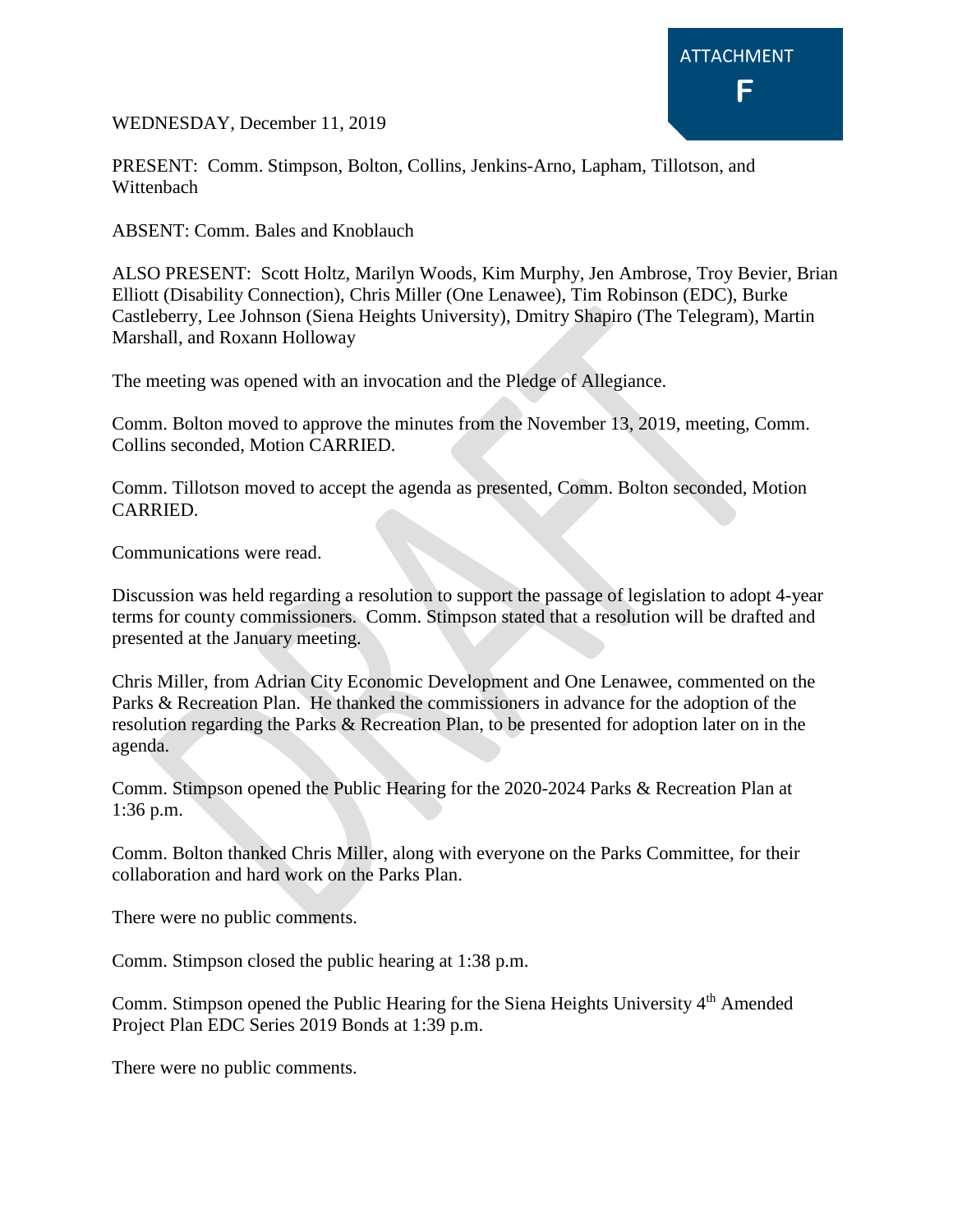ATTACHMENT
F

WEDNESDAY, December 11, 2019

PRESENT: Comm. Stimpson, Bolton, Collins, Jenkins-Arno, Lapham, Tillotson, and Wittenbach

ABSENT: Comm. Bales and Knoblauch

ALSO PRESENT: Scott Holtz, Marilyn Woods, Kim Murphy, Jen Ambrose, Troy Bevier, Brian Elliott (Disability Connection), Chris Miller (One Lenawee), Tim Robinson (EDC), Burke Castleberry, Lee Johnson (Siena Heights University), Dmitry Shapiro (The Telegram), Martin Marshall, and Roxann Holloway

The meeting was opened with an invocation and the Pledge of Allegiance.

Comm. Bolton moved to approve the minutes from the November 13, 2019, meeting, Comm. Collins seconded, Motion CARRIED.

Comm. Tillotson moved to accept the agenda as presented, Comm. Bolton seconded, Motion CARRIED.

Communications were read.

Discussion was held regarding a resolution to support the passage of legislation to adopt 4-year terms for county commissioners. Comm. Stimpson stated that a resolution will be drafted and presented at the January meeting.

Chris Miller, from Adrian City Economic Development and One Lenawee, commented on the Parks & Recreation Plan. He thanked the commissioners in advance for the adoption of the resolution regarding the Parks & Recreation Plan, to be presented for adoption later on in the agenda.

Comm. Stimpson opened the Public Hearing for the 2020-2024 Parks & Recreation Plan at 1:36 p.m.

Comm. Bolton thanked Chris Miller, along with everyone on the Parks Committee, for their collaboration and hard work on the Parks Plan.

There were no public comments.

Comm. Stimpson closed the public hearing at 1:38 p.m.

Comm. Stimpson opened the Public Hearing for the Siena Heights University 4th Amended Project Plan EDC Series 2019 Bonds at 1:39 p.m.

There were no public comments.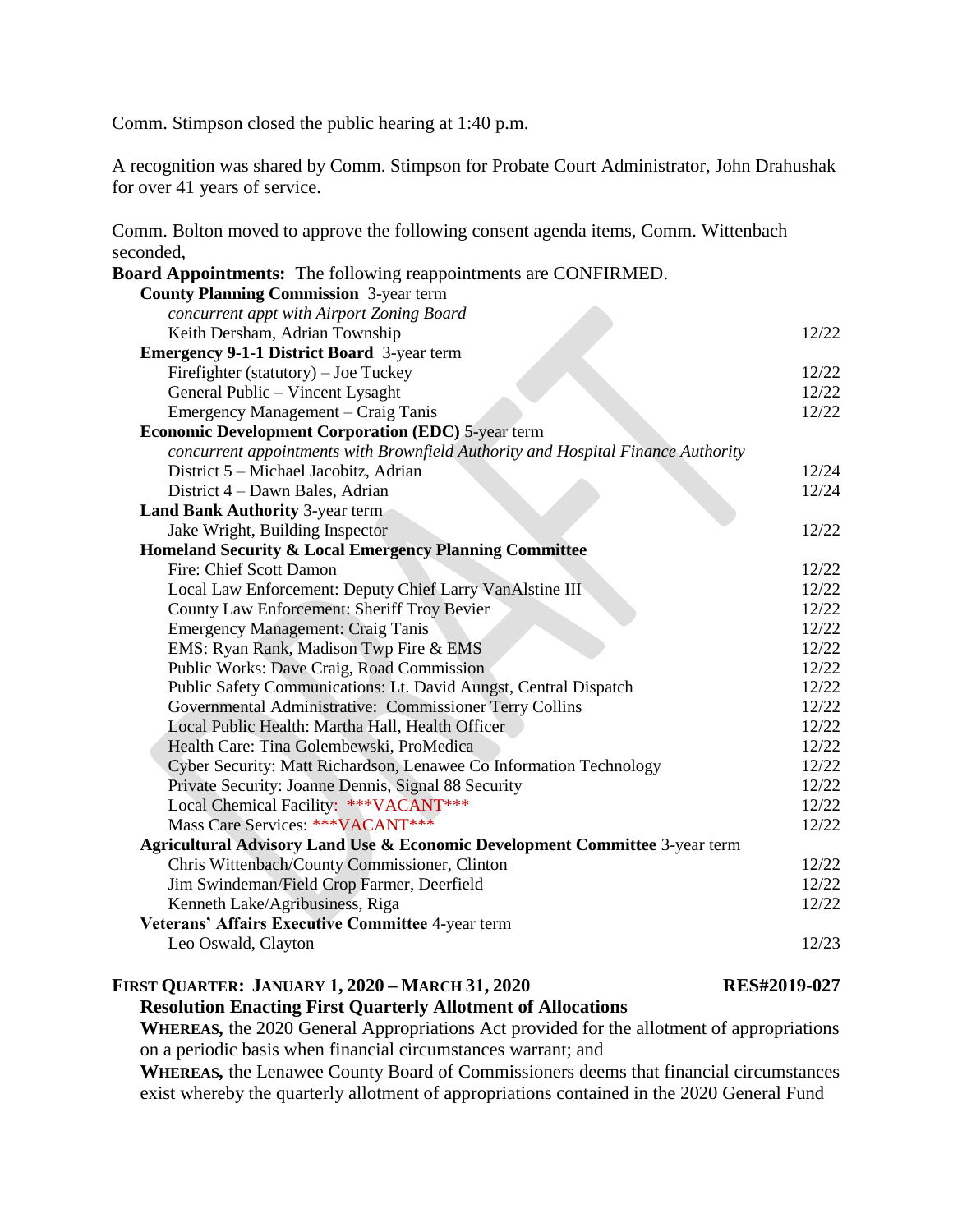Comm. Stimpson closed the public hearing at 1:40 p.m.

A recognition was shared by Comm. Stimpson for Probate Court Administrator, John Drahushak for over 41 years of service.

Comm. Bolton moved to approve the following consent agenda items, Comm. Wittenbach seconded,

**Board Appointments:** The following reappointments are CONFIRMED.

**County Planning Commission** 3-year term
*concurrent appt with Airport Zoning Board*
Keith Dersham, Adrian Township — 12/22

**Emergency 9-1-1 District Board** 3-year term
Firefighter (statutory) – Joe Tuckey — 12/22
General Public – Vincent Lysaght — 12/22
Emergency Management – Craig Tanis — 12/22

**Economic Development Corporation (EDC)** 5-year term
*concurrent appointments with Brownfield Authority and Hospital Finance Authority*
District 5 – Michael Jacobitz, Adrian — 12/24
District 4 – Dawn Bales, Adrian — 12/24

**Land Bank Authority** 3-year term
Jake Wright, Building Inspector — 12/22

**Homeland Security & Local Emergency Planning Committee**
Fire: Chief Scott Damon — 12/22
Local Law Enforcement: Deputy Chief Larry VanAlstine III — 12/22
County Law Enforcement: Sheriff Troy Bevier — 12/22
Emergency Management: Craig Tanis — 12/22
EMS: Ryan Rank, Madison Twp Fire & EMS — 12/22
Public Works: Dave Craig, Road Commission — 12/22
Public Safety Communications: Lt. David Aungst, Central Dispatch — 12/22
Governmental Administrative: Commissioner Terry Collins — 12/22
Local Public Health: Martha Hall, Health Officer — 12/22
Health Care: Tina Golembewski, ProMedica — 12/22
Cyber Security: Matt Richardson, Lenawee Co Information Technology — 12/22
Private Security: Joanne Dennis, Signal 88 Security — 12/22
Local Chemical Facility: ***VACANT*** — 12/22
Mass Care Services: ***VACANT*** — 12/22

**Agricultural Advisory Land Use & Economic Development Committee** 3-year term
Chris Wittenbach/County Commissioner, Clinton — 12/22
Jim Swindeman/Field Crop Farmer, Deerfield — 12/22
Kenneth Lake/Agribusiness, Riga — 12/22

**Veterans' Affairs Executive Committee** 4-year term
Leo Oswald, Clayton — 12/23

**FIRST QUARTER: JANUARY 1, 2020 – MARCH 31, 2020** — **RES#2019-027**

**Resolution Enacting First Quarterly Allotment of Allocations**

**WHEREAS,** the 2020 General Appropriations Act provided for the allotment of appropriations on a periodic basis when financial circumstances warrant; and

**WHEREAS,** the Lenawee County Board of Commissioners deems that financial circumstances exist whereby the quarterly allotment of appropriations contained in the 2020 General Fund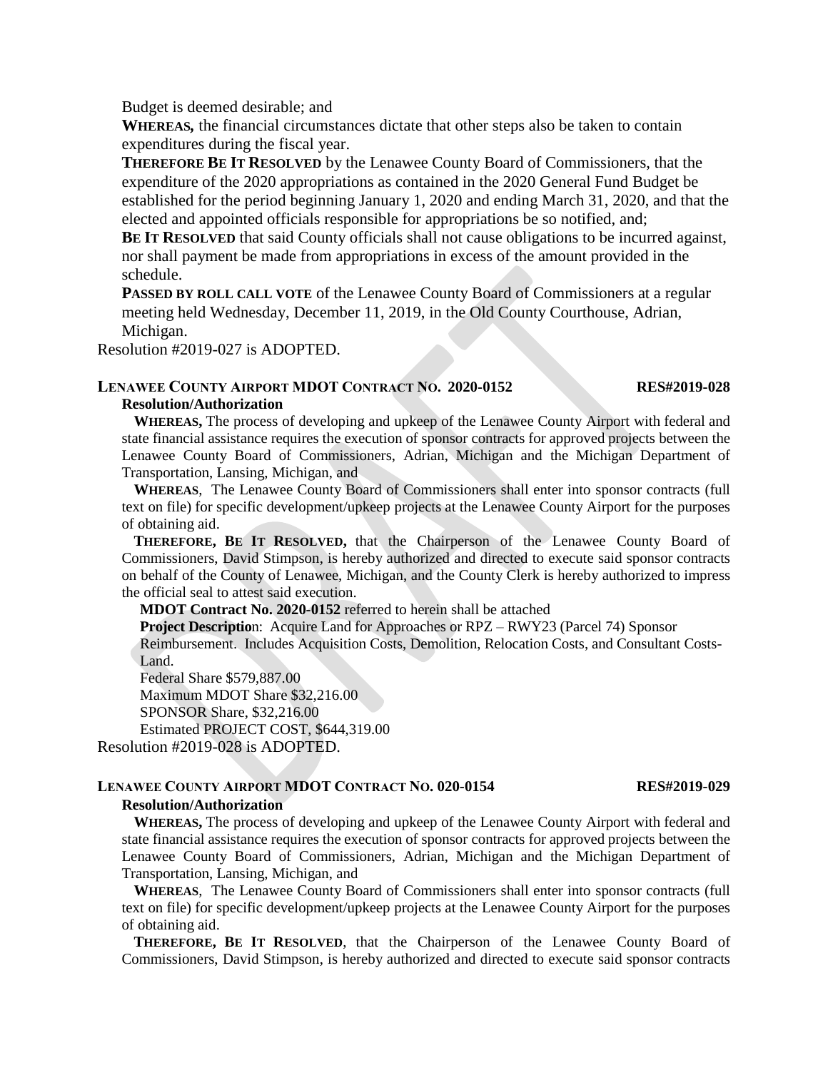Budget is deemed desirable; and

**WHEREAS,** the financial circumstances dictate that other steps also be taken to contain expenditures during the fiscal year.

**THEREFORE BE IT RESOLVED** by the Lenawee County Board of Commissioners, that the expenditure of the 2020 appropriations as contained in the 2020 General Fund Budget be established for the period beginning January 1, 2020 and ending March 31, 2020, and that the elected and appointed officials responsible for appropriations be so notified, and;

**BE IT RESOLVED** that said County officials shall not cause obligations to be incurred against, nor shall payment be made from appropriations in excess of the amount provided in the schedule.

**PASSED BY ROLL CALL VOTE** of the Lenawee County Board of Commissioners at a regular meeting held Wednesday, December 11, 2019, in the Old County Courthouse, Adrian, Michigan.

Resolution #2019-027 is ADOPTED.

**LENAWEE COUNTY AIRPORT MDOT CONTRACT NO. 2020-0152 RES#2019-028**

**Resolution/Authorization**

**WHEREAS,** The process of developing and upkeep of the Lenawee County Airport with federal and state financial assistance requires the execution of sponsor contracts for approved projects between the Lenawee County Board of Commissioners, Adrian, Michigan and the Michigan Department of Transportation, Lansing, Michigan, and

**WHEREAS**, The Lenawee County Board of Commissioners shall enter into sponsor contracts (full text on file) for specific development/upkeep projects at the Lenawee County Airport for the purposes of obtaining aid.

**THEREFORE, BE IT RESOLVED,** that the Chairperson of the Lenawee County Board of Commissioners, David Stimpson, is hereby authorized and directed to execute said sponsor contracts on behalf of the County of Lenawee, Michigan, and the County Clerk is hereby authorized to impress the official seal to attest said execution.

**MDOT Contract No. 2020-0152** referred to herein shall be attached

**Project Description**: Acquire Land for Approaches or RPZ – RWY23 (Parcel 74) Sponsor Reimbursement. Includes Acquisition Costs, Demolition, Relocation Costs, and Consultant Costs-Land.

Federal Share $579,887.00

Maximum MDOT Share $32,216.00

SPONSOR Share, $32,216.00

Estimated PROJECT COST, $644,319.00

Resolution #2019-028 is ADOPTED.

**LENAWEE COUNTY AIRPORT MDOT CONTRACT NO. 020-0154 RES#2019-029**

**Resolution/Authorization**

**WHEREAS,** The process of developing and upkeep of the Lenawee County Airport with federal and state financial assistance requires the execution of sponsor contracts for approved projects between the Lenawee County Board of Commissioners, Adrian, Michigan and the Michigan Department of Transportation, Lansing, Michigan, and

**WHEREAS**, The Lenawee County Board of Commissioners shall enter into sponsor contracts (full text on file) for specific development/upkeep projects at the Lenawee County Airport for the purposes of obtaining aid.

**THEREFORE, BE IT RESOLVED**, that the Chairperson of the Lenawee County Board of Commissioners, David Stimpson, is hereby authorized and directed to execute said sponsor contracts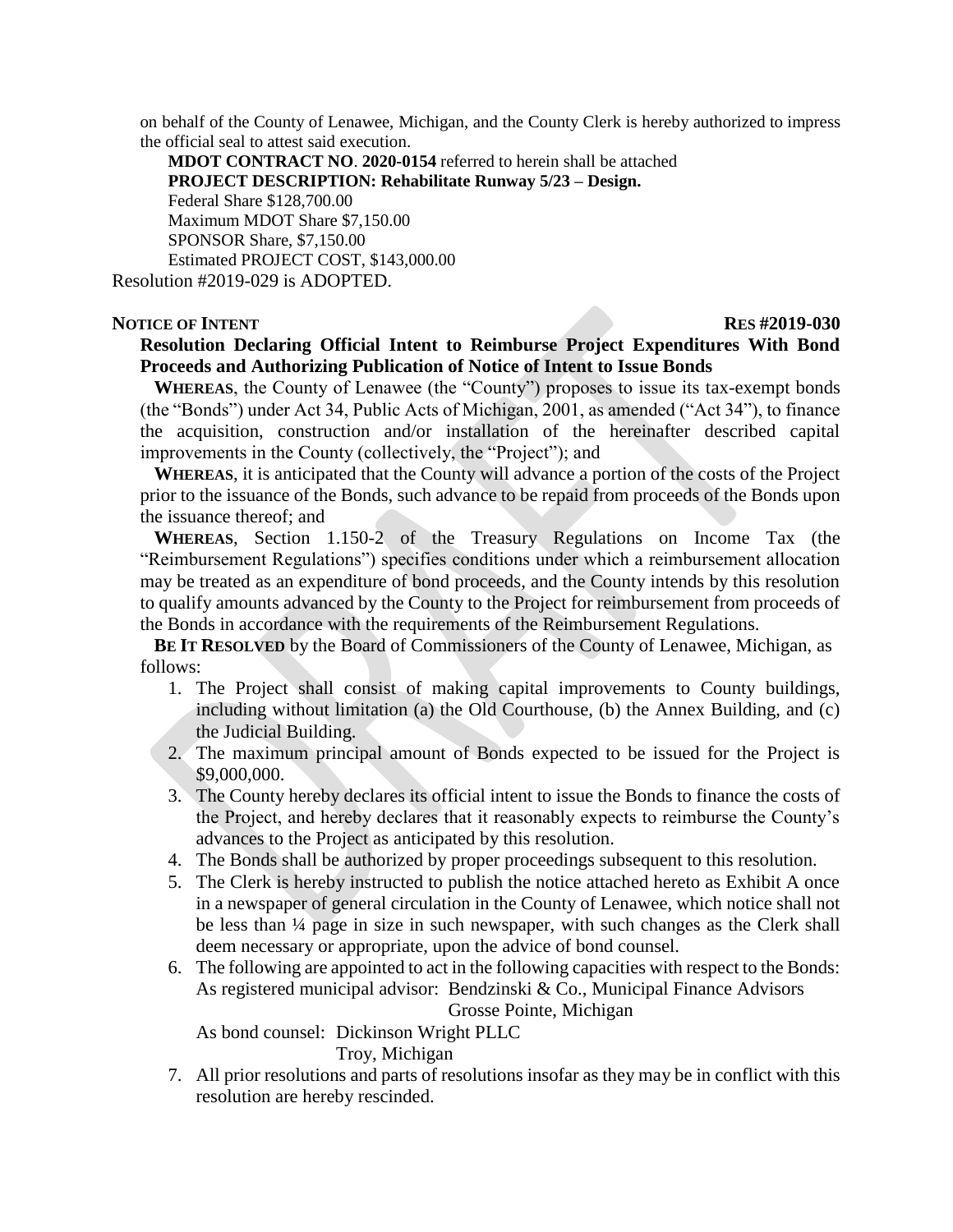on behalf of the County of Lenawee, Michigan, and the County Clerk is hereby authorized to impress the official seal to attest said execution.

**MDOT CONTRACT NO**. **2020-0154** referred to herein shall be attached
**PROJECT DESCRIPTION: Rehabilitate Runway 5/23 – Design.**
Federal Share $128,700.00
Maximum MDOT Share $7,150.00
SPONSOR Share, $7,150.00
Estimated PROJECT COST, $143,000.00

Resolution #2019-029 is ADOPTED.

**NOTICE OF INTENT** **RES #2019-030**

**Resolution Declaring Official Intent to Reimburse Project Expenditures With Bond Proceeds and Authorizing Publication of Notice of Intent to Issue Bonds**

**WHEREAS**, the County of Lenawee (the "County") proposes to issue its tax-exempt bonds (the "Bonds") under Act 34, Public Acts of Michigan, 2001, as amended ("Act 34"), to finance the acquisition, construction and/or installation of the hereinafter described capital improvements in the County (collectively, the "Project"); and

**WHEREAS**, it is anticipated that the County will advance a portion of the costs of the Project prior to the issuance of the Bonds, such advance to be repaid from proceeds of the Bonds upon the issuance thereof; and

**WHEREAS**, Section 1.150-2 of the Treasury Regulations on Income Tax (the "Reimbursement Regulations") specifies conditions under which a reimbursement allocation may be treated as an expenditure of bond proceeds, and the County intends by this resolution to qualify amounts advanced by the County to the Project for reimbursement from proceeds of the Bonds in accordance with the requirements of the Reimbursement Regulations.

**BE IT RESOLVED** by the Board of Commissioners of the County of Lenawee, Michigan, as follows:

1. The Project shall consist of making capital improvements to County buildings, including without limitation (a) the Old Courthouse, (b) the Annex Building, and (c) the Judicial Building.
2. The maximum principal amount of Bonds expected to be issued for the Project is $9,000,000.
3. The County hereby declares its official intent to issue the Bonds to finance the costs of the Project, and hereby declares that it reasonably expects to reimburse the County's advances to the Project as anticipated by this resolution.
4. The Bonds shall be authorized by proper proceedings subsequent to this resolution.
5. The Clerk is hereby instructed to publish the notice attached hereto as Exhibit A once in a newspaper of general circulation in the County of Lenawee, which notice shall not be less than ¼ page in size in such newspaper, with such changes as the Clerk shall deem necessary or appropriate, upon the advice of bond counsel.
6. The following are appointed to act in the following capacities with respect to the Bonds:
   As registered municipal advisor: Bendzinski & Co., Municipal Finance Advisors
   Grosse Pointe, Michigan
   As bond counsel: Dickinson Wright PLLC
   Troy, Michigan
7. All prior resolutions and parts of resolutions insofar as they may be in conflict with this resolution are hereby rescinded.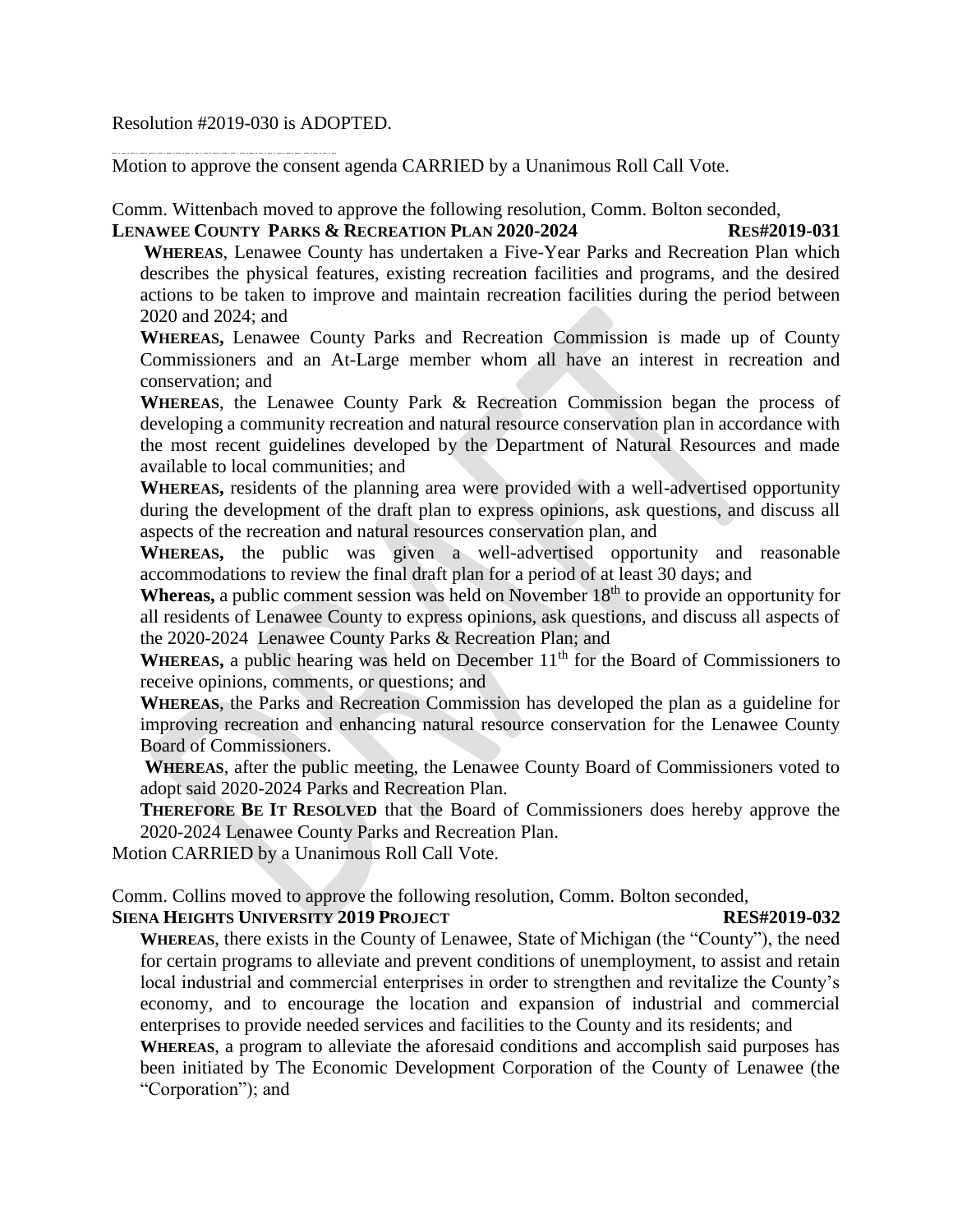Resolution #2019-030 is ADOPTED.

Motion to approve the consent agenda CARRIED by a Unanimous Roll Call Vote.

Comm. Wittenbach moved to approve the following resolution, Comm. Bolton seconded,

**LENAWEE COUNTY PARKS & RECREATION PLAN 2020-2024 RES#2019-031**

**WHEREAS**, Lenawee County has undertaken a Five-Year Parks and Recreation Plan which describes the physical features, existing recreation facilities and programs, and the desired actions to be taken to improve and maintain recreation facilities during the period between 2020 and 2024; and

**WHEREAS,** Lenawee County Parks and Recreation Commission is made up of County Commissioners and an At-Large member whom all have an interest in recreation and conservation; and

**WHEREAS**, the Lenawee County Park & Recreation Commission began the process of developing a community recreation and natural resource conservation plan in accordance with the most recent guidelines developed by the Department of Natural Resources and made available to local communities; and

**WHEREAS,** residents of the planning area were provided with a well-advertised opportunity during the development of the draft plan to express opinions, ask questions, and discuss all aspects of the recreation and natural resources conservation plan, and

**WHEREAS,** the public was given a well-advertised opportunity and reasonable accommodations to review the final draft plan for a period of at least 30 days; and

**Whereas,** a public comment session was held on November 18th to provide an opportunity for all residents of Lenawee County to express opinions, ask questions, and discuss all aspects of the 2020-2024 Lenawee County Parks & Recreation Plan; and

**WHEREAS,** a public hearing was held on December 11th for the Board of Commissioners to receive opinions, comments, or questions; and

**WHEREAS**, the Parks and Recreation Commission has developed the plan as a guideline for improving recreation and enhancing natural resource conservation for the Lenawee County Board of Commissioners.

**WHEREAS**, after the public meeting, the Lenawee County Board of Commissioners voted to adopt said 2020-2024 Parks and Recreation Plan.

**THEREFORE BE IT RESOLVED** that the Board of Commissioners does hereby approve the 2020-2024 Lenawee County Parks and Recreation Plan.

Motion CARRIED by a Unanimous Roll Call Vote.

Comm. Collins moved to approve the following resolution, Comm. Bolton seconded,

**SIENA HEIGHTS UNIVERSITY 2019 PROJECT RES#2019-032**

**WHEREAS**, there exists in the County of Lenawee, State of Michigan (the "County"), the need for certain programs to alleviate and prevent conditions of unemployment, to assist and retain local industrial and commercial enterprises in order to strengthen and revitalize the County's economy, and to encourage the location and expansion of industrial and commercial enterprises to provide needed services and facilities to the County and its residents; and

**WHEREAS**, a program to alleviate the aforesaid conditions and accomplish said purposes has been initiated by The Economic Development Corporation of the County of Lenawee (the "Corporation"); and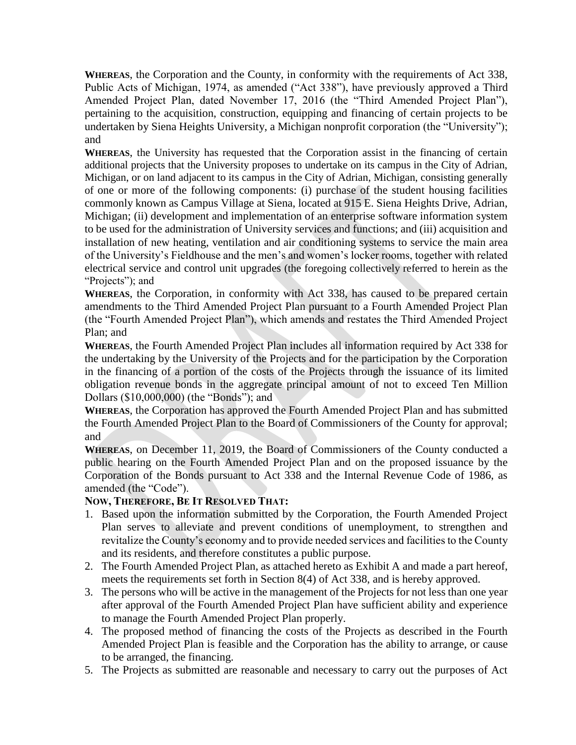**WHEREAS**, the Corporation and the County, in conformity with the requirements of Act 338, Public Acts of Michigan, 1974, as amended ("Act 338"), have previously approved a Third Amended Project Plan, dated November 17, 2016 (the "Third Amended Project Plan"), pertaining to the acquisition, construction, equipping and financing of certain projects to be undertaken by Siena Heights University, a Michigan nonprofit corporation (the "University"); and

**WHEREAS**, the University has requested that the Corporation assist in the financing of certain additional projects that the University proposes to undertake on its campus in the City of Adrian, Michigan, or on land adjacent to its campus in the City of Adrian, Michigan, consisting generally of one or more of the following components: (i) purchase of the student housing facilities commonly known as Campus Village at Siena, located at 915 E. Siena Heights Drive, Adrian, Michigan; (ii) development and implementation of an enterprise software information system to be used for the administration of University services and functions; and (iii) acquisition and installation of new heating, ventilation and air conditioning systems to service the main area of the University's Fieldhouse and the men's and women's locker rooms, together with related electrical service and control unit upgrades (the foregoing collectively referred to herein as the "Projects"); and

**WHEREAS**, the Corporation, in conformity with Act 338, has caused to be prepared certain amendments to the Third Amended Project Plan pursuant to a Fourth Amended Project Plan (the "Fourth Amended Project Plan"), which amends and restates the Third Amended Project Plan; and

**WHEREAS**, the Fourth Amended Project Plan includes all information required by Act 338 for the undertaking by the University of the Projects and for the participation by the Corporation in the financing of a portion of the costs of the Projects through the issuance of its limited obligation revenue bonds in the aggregate principal amount of not to exceed Ten Million Dollars ($10,000,000) (the "Bonds"); and

**WHEREAS**, the Corporation has approved the Fourth Amended Project Plan and has submitted the Fourth Amended Project Plan to the Board of Commissioners of the County for approval; and

**WHEREAS**, on December 11, 2019, the Board of Commissioners of the County conducted a public hearing on the Fourth Amended Project Plan and on the proposed issuance by the Corporation of the Bonds pursuant to Act 338 and the Internal Revenue Code of 1986, as amended (the "Code").

**NOW, THEREFORE, BE IT RESOLVED THAT:**

1. Based upon the information submitted by the Corporation, the Fourth Amended Project Plan serves to alleviate and prevent conditions of unemployment, to strengthen and revitalize the County's economy and to provide needed services and facilities to the County and its residents, and therefore constitutes a public purpose.
2. The Fourth Amended Project Plan, as attached hereto as Exhibit A and made a part hereof, meets the requirements set forth in Section 8(4) of Act 338, and is hereby approved.
3. The persons who will be active in the management of the Projects for not less than one year after approval of the Fourth Amended Project Plan have sufficient ability and experience to manage the Fourth Amended Project Plan properly.
4. The proposed method of financing the costs of the Projects as described in the Fourth Amended Project Plan is feasible and the Corporation has the ability to arrange, or cause to be arranged, the financing.
5. The Projects as submitted are reasonable and necessary to carry out the purposes of Act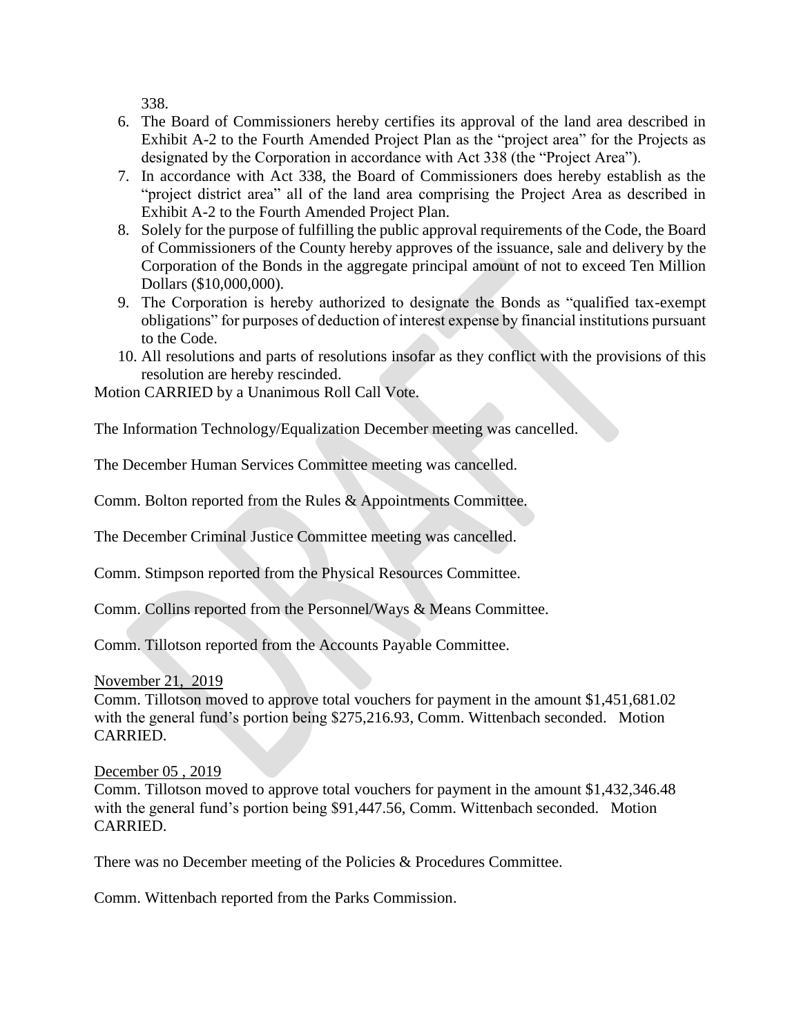338.

6. The Board of Commissioners hereby certifies its approval of the land area described in Exhibit A-2 to the Fourth Amended Project Plan as the "project area" for the Projects as designated by the Corporation in accordance with Act 338 (the "Project Area").
7. In accordance with Act 338, the Board of Commissioners does hereby establish as the "project district area" all of the land area comprising the Project Area as described in Exhibit A-2 to the Fourth Amended Project Plan.
8. Solely for the purpose of fulfilling the public approval requirements of the Code, the Board of Commissioners of the County hereby approves of the issuance, sale and delivery by the Corporation of the Bonds in the aggregate principal amount of not to exceed Ten Million Dollars ($10,000,000).
9. The Corporation is hereby authorized to designate the Bonds as "qualified tax-exempt obligations" for purposes of deduction of interest expense by financial institutions pursuant to the Code.
10. All resolutions and parts of resolutions insofar as they conflict with the provisions of this resolution are hereby rescinded.

Motion CARRIED by a Unanimous Roll Call Vote.

The Information Technology/Equalization December meeting was cancelled.

The December Human Services Committee meeting was cancelled.

Comm. Bolton reported from the Rules & Appointments Committee.

The December Criminal Justice Committee meeting was cancelled.

Comm. Stimpson reported from the Physical Resources Committee.

Comm. Collins reported from the Personnel/Ways & Means Committee.

Comm. Tillotson reported from the Accounts Payable Committee.

November 21, 2019

Comm. Tillotson moved to approve total vouchers for payment in the amount $1,451,681.02 with the general fund's portion being $275,216.93, Comm. Wittenbach seconded. Motion CARRIED.

December 05 , 2019

Comm. Tillotson moved to approve total vouchers for payment in the amount $1,432,346.48 with the general fund's portion being $91,447.56, Comm. Wittenbach seconded. Motion CARRIED.

There was no December meeting of the Policies & Procedures Committee.

Comm. Wittenbach reported from the Parks Commission.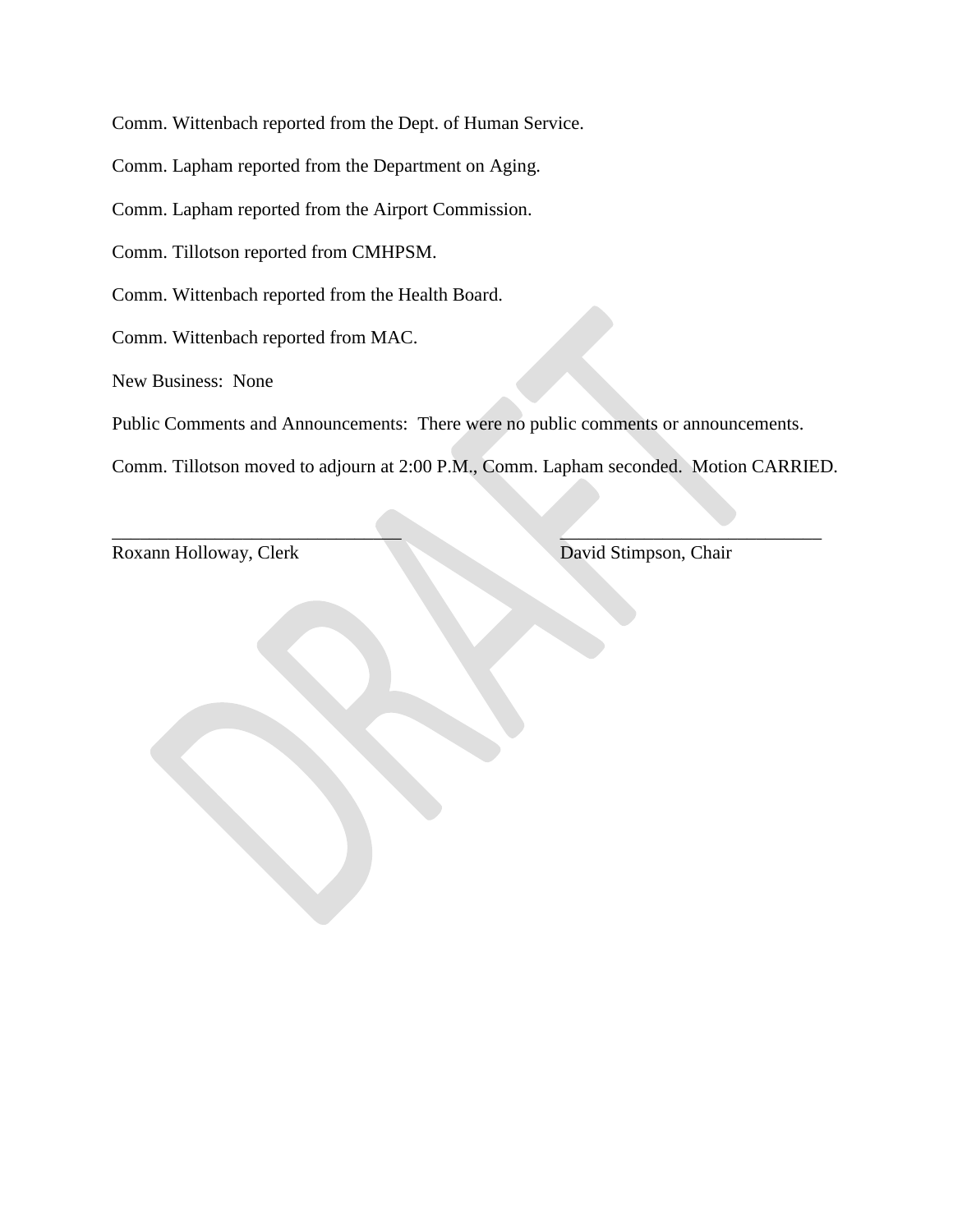Comm. Wittenbach reported from the Dept. of Human Service.

Comm. Lapham reported from the Department on Aging.

Comm. Lapham reported from the Airport Commission.

Comm. Tillotson reported from CMHPSM.

Comm. Wittenbach reported from the Health Board.

Comm. Wittenbach reported from MAC.

New Business: None

Public Comments and Announcements: There were no public comments or announcements.

Comm. Tillotson moved to adjourn at 2:00 P.M., Comm. Lapham seconded. Motion CARRIED.

_______________________________ _____________________________

Roxann Holloway, Clerk David Stimpson, Chair